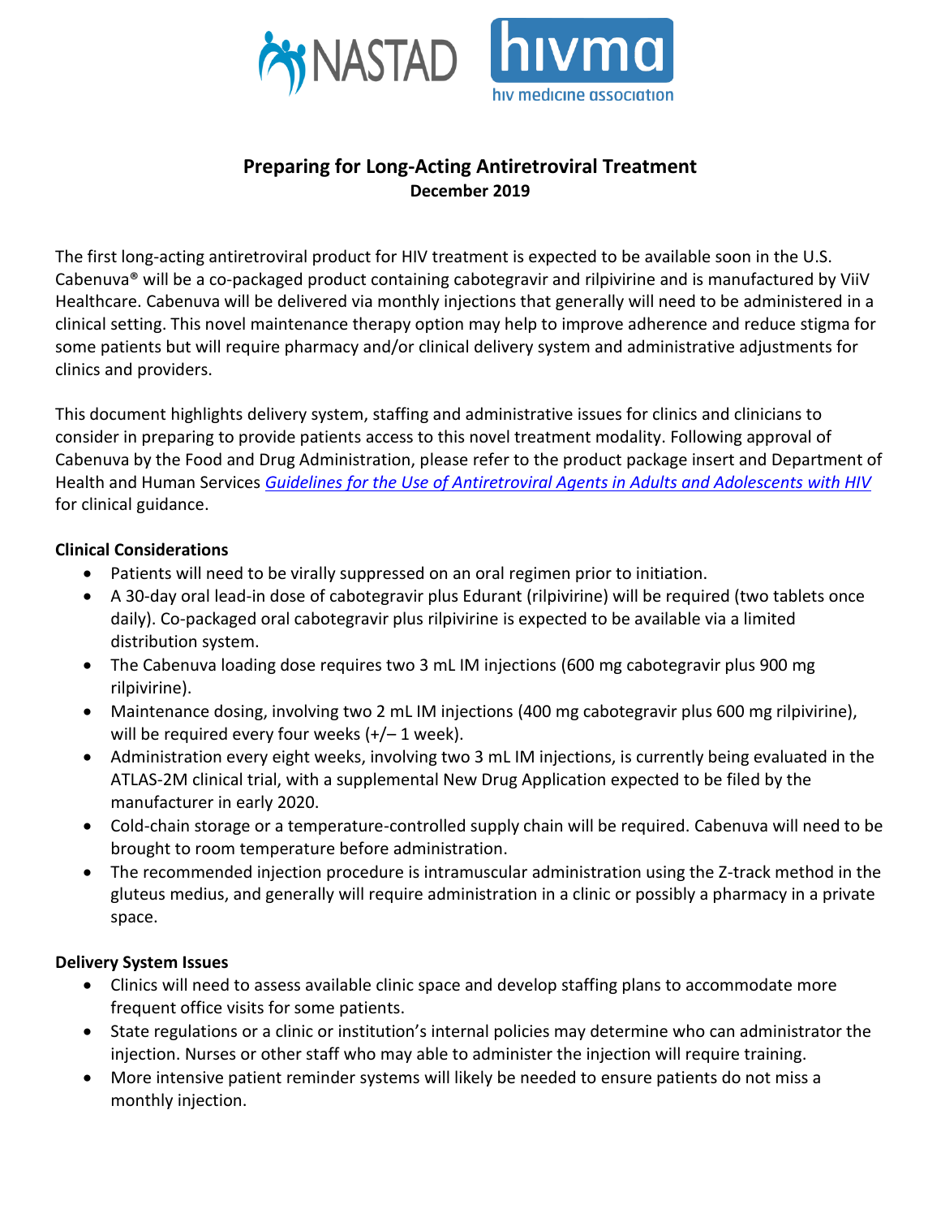# Preparing for Long-Acting Antiretroviral Treatment

**December 2019**

The first long-acting antiretroviral product for HIV treatment is expected to be available soon in the U.S. Cabenuva® will be a co-packaged product containing cabotegravir and rilpivirine and is manufactured by ViiV Healthcare. Cabenuva will be delivered via monthly injections that generally will need to be administered in a clinical setting. This novel maintenance therapy option may help to improve adherence and reduce stigma for some patients but will require pharmacy and/or clinical delivery system and administrative adjustments for clinics and providers.

This document highlights delivery system, staffing and administrative issues for clinics and clinicians to consider in preparing to provide patients access to this novel treatment modality. Following approval of Cabenuva by the Food and Drug Administration, please refer to the product package insert and Department of Health and Human Services *Guidelines for the Use of Antiretroviral Agents in Adults and Adolescents with HIV* for clinical guidance.

**Clinical Considerations**

- Patients will need to be virally suppressed on an oral regimen prior to initiation.
- A 30-day oral lead-in dose of cabotegravir plus Edurant (rilpivirine) will be required (two tablets once daily). Co-packaged oral cabotegravir plus rilpivirine is expected to be available via a limited distribution system.
- The Cabenuva loading dose requires two 3 mL IM injections (600 mg cabotegravir plus 900 mg rilpivirine).
- Maintenance dosing, involving two 2 mL IM injections (400 mg cabotegravir plus 600 mg rilpivirine), will be required every four weeks (+/– 1 week).
- Administration every eight weeks, involving two 3 mL IM injections, is currently being evaluated in the ATLAS-2M clinical trial, with a supplemental New Drug Application expected to be filed by the manufacturer in early 2020.
- Cold-chain storage or a temperature-controlled supply chain will be required. Cabenuva will need to be brought to room temperature before administration.
- The recommended injection procedure is intramuscular administration using the Z-track method in the gluteus medius, and generally will require administration in a clinic or possibly a pharmacy in a private space.

**Delivery System Issues**

- Clinics will need to assess available clinic space and develop staffing plans to accommodate more frequent office visits for some patients.
- State regulations or a clinic or institution's internal policies may determine who can administrator the injection. Nurses or other staff who may able to administer the injection will require training.
- More intensive patient reminder systems will likely be needed to ensure patients do not miss a monthly injection.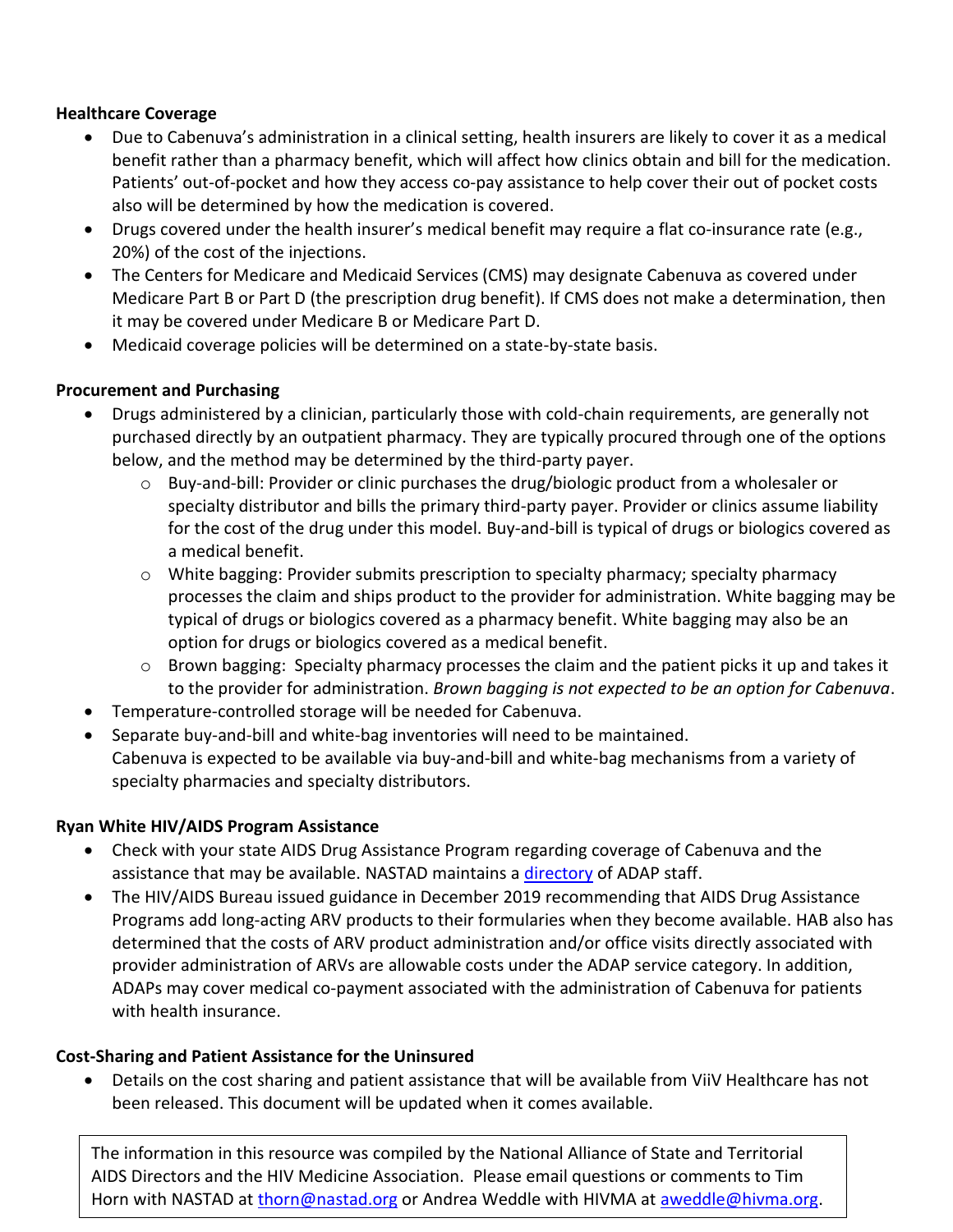**Healthcare Coverage**

- Due to Cabenuva's administration in a clinical setting, health insurers are likely to cover it as a medical benefit rather than a pharmacy benefit, which will affect how clinics obtain and bill for the medication. Patients' out-of-pocket and how they access co-pay assistance to help cover their out of pocket costs also will be determined by how the medication is covered.
- Drugs covered under the health insurer's medical benefit may require a flat co-insurance rate (e.g., 20%) of the cost of the injections.
- The Centers for Medicare and Medicaid Services (CMS) may designate Cabenuva as covered under Medicare Part B or Part D (the prescription drug benefit). If CMS does not make a determination, then it may be covered under Medicare B or Medicare Part D.
- Medicaid coverage policies will be determined on a state-by-state basis.

**Procurement and Purchasing**

- Drugs administered by a clinician, particularly those with cold-chain requirements, are generally not purchased directly by an outpatient pharmacy. They are typically procured through one of the options below, and the method may be determined by the third-party payer.
  - Buy-and-bill: Provider or clinic purchases the drug/biologic product from a wholesaler or specialty distributor and bills the primary third-party payer. Provider or clinics assume liability for the cost of the drug under this model. Buy-and-bill is typical of drugs or biologics covered as a medical benefit.
  - White bagging: Provider submits prescription to specialty pharmacy; specialty pharmacy processes the claim and ships product to the provider for administration. White bagging may be typical of drugs or biologics covered as a pharmacy benefit. White bagging may also be an option for drugs or biologics covered as a medical benefit.
  - Brown bagging: Specialty pharmacy processes the claim and the patient picks it up and takes it to the provider for administration. *Brown bagging is not expected to be an option for Cabenuva*.
- Temperature-controlled storage will be needed for Cabenuva.
- Separate buy-and-bill and white-bag inventories will need to be maintained.
  Cabenuva is expected to be available via buy-and-bill and white-bag mechanisms from a variety of specialty pharmacies and specialty distributors.

**Ryan White HIV/AIDS Program Assistance**

- Check with your state AIDS Drug Assistance Program regarding coverage of Cabenuva and the assistance that may be available. NASTAD maintains a directory of ADAP staff.
- The HIV/AIDS Bureau issued guidance in December 2019 recommending that AIDS Drug Assistance Programs add long-acting ARV products to their formularies when they become available. HAB also has determined that the costs of ARV product administration and/or office visits directly associated with provider administration of ARVs are allowable costs under the ADAP service category. In addition, ADAPs may cover medical co-payment associated with the administration of Cabenuva for patients with health insurance.

**Cost-Sharing and Patient Assistance for the Uninsured**

- Details on the cost sharing and patient assistance that will be available from ViiV Healthcare has not been released. This document will be updated when it comes available.

The information in this resource was compiled by the National Alliance of State and Territorial AIDS Directors and the HIV Medicine Association. Please email questions or comments to Tim Horn with NASTAD at thorn@nastad.org or Andrea Weddle with HIVMA at aweddle@hivma.org.